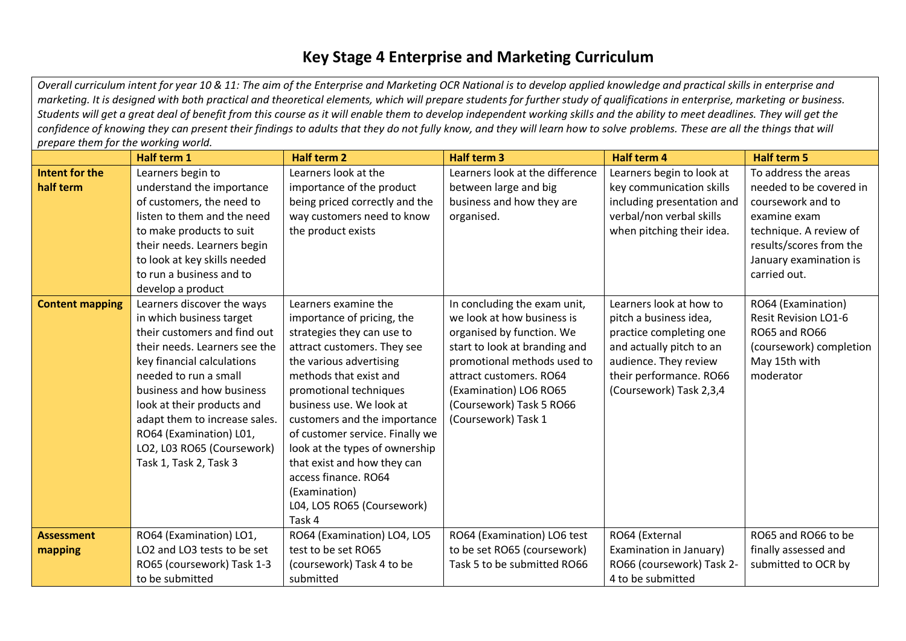# Key Stage 4 Enterprise and Marketing Curriculum

| *Overall curriculum intent for year 10 & 11: The aim of the Enterprise and Marketing OCR National is to develop applied knowledge and practical skills in enterprise and marketing. It is designed with both practical and theoretical elements, which will prepare students for further study of qualifications in enterprise, marketing or business. Students will get a great deal of benefit from this course as it will enable them to develop independent working skills and the ability to meet deadlines. They will get the confidence of knowing they can present their findings to adults that they do not fully know, and they will learn how to solve problems. These are all the things that will prepare them for the working world.* | | | | | |
|---|---|---|---|---|---|
| | **Half term 1** | **Half term 2** | **Half term 3** | **Half term 4** | **Half term 5** |
| **Intent for the half term** | Learners begin to understand the importance of customers, the need to listen to them and the need to make products to suit their needs. Learners begin to look at key skills needed to run a business and to develop a product | Learners look at the importance of the product being priced correctly and the way customers need to know the product exists | Learners look at the difference between large and big business and how they are organised. | Learners begin to look at key communication skills including presentation and verbal/non verbal skills when pitching their idea. | To address the areas needed to be covered in coursework and to examine exam technique. A review of results/scores from the January examination is carried out. |
| **Content mapping** | Learners discover the ways in which business target their customers and find out their needs. Learners see the key financial calculations needed to run a small business and how business look at their products and adapt them to increase sales. RO64 (Examination) L01, LO2, L03 RO65 (Coursework) Task 1, Task 2, Task 3 | Learners examine the importance of pricing, the strategies they can use to attract customers. They see the various advertising methods that exist and promotional techniques business use. We look at customers and the importance of customer service. Finally we look at the types of ownership that exist and how they can access finance. RO64 (Examination) L04, LO5 RO65 (Coursework) Task 4 | In concluding the exam unit, we look at how business is organised by function. We start to look at branding and promotional methods used to attract customers. RO64 (Examination) LO6 RO65 (Coursework) Task 5 RO66 (Coursework) Task 1 | Learners look at how to pitch a business idea, practice completing one and actually pitch to an audience. They review their performance. RO66 (Coursework) Task 2,3,4 | RO64 (Examination) Resit Revision LO1-6 RO65 and RO66 (coursework) completion May 15th with moderator |
| **Assessment mapping** | RO64 (Examination) LO1, LO2 and LO3 tests to be set RO65 (coursework) Task 1-3 to be submitted | RO64 (Examination) LO4, LO5 test to be set RO65 (coursework) Task 4 to be submitted | RO64 (Examination) LO6 test to be set RO65 (coursework) Task 5 to be submitted RO66 | RO64 (External Examination in January) RO66 (coursework) Task 2-4 to be submitted | RO65 and RO66 to be finally assessed and submitted to OCR by |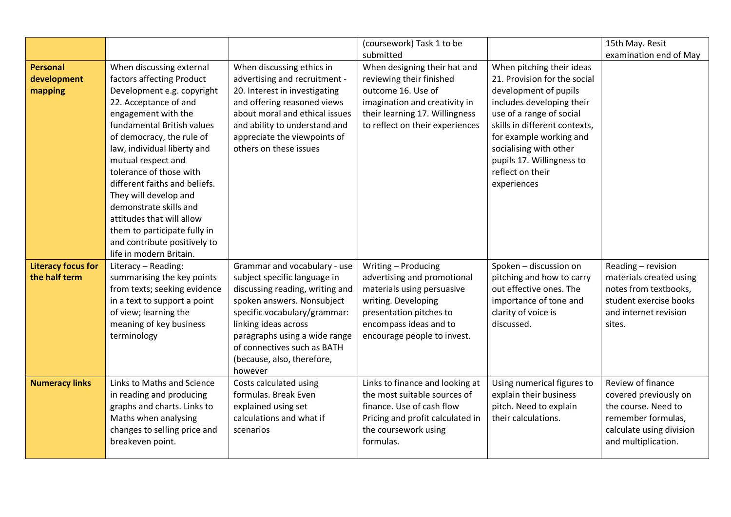| | | | | | |
|---|---|---|---|---|---|
| | | | (coursework) Task 1 to be submitted | | 15th May. Resit examination end of May |
| **Personal development mapping** | When discussing external factors affecting Product Development e.g. copyright 22. Acceptance of and engagement with the fundamental British values of democracy, the rule of law, individual liberty and mutual respect and tolerance of those with different faiths and beliefs. They will develop and demonstrate skills and attitudes that will allow them to participate fully in and contribute positively to life in modern Britain. | When discussing ethics in advertising and recruitment - 20. Interest in investigating and offering reasoned views about moral and ethical issues and ability to understand and appreciate the viewpoints of others on these issues | When designing their hat and reviewing their finished outcome 16. Use of imagination and creativity in their learning 17. Willingness to reflect on their experiences | When pitching their ideas 21. Provision for the social development of pupils includes developing their use of a range of social skills in different contexts, for example working and socialising with other pupils 17. Willingness to reflect on their experiences | |
| **Literacy focus for the half term** | Literacy – Reading: summarising the key points from texts; seeking evidence in a text to support a point of view; learning the meaning of key business terminology | Grammar and vocabulary - use subject specific language in discussing reading, writing and spoken answers. Nonsubject specific vocabulary/grammar: linking ideas across paragraphs using a wide range of connectives such as BATH (because, also, therefore, however | Writing – Producing advertising and promotional materials using persuasive writing. Developing presentation pitches to encompass ideas and to encourage people to invest. | Spoken – discussion on pitching and how to carry out effective ones. The importance of tone and clarity of voice is discussed. | Reading – revision materials created using notes from textbooks, student exercise books and internet revision sites. |
| **Numeracy links** | Links to Maths and Science in reading and producing graphs and charts. Links to Maths when analysing changes to selling price and breakeven point. | Costs calculated using formulas. Break Even explained using set calculations and what if scenarios | Links to finance and looking at the most suitable sources of finance. Use of cash flow Pricing and profit calculated in the coursework using formulas. | Using numerical figures to explain their business pitch. Need to explain their calculations. | Review of finance covered previously on the course. Need to remember formulas, calculate using division and multiplication. |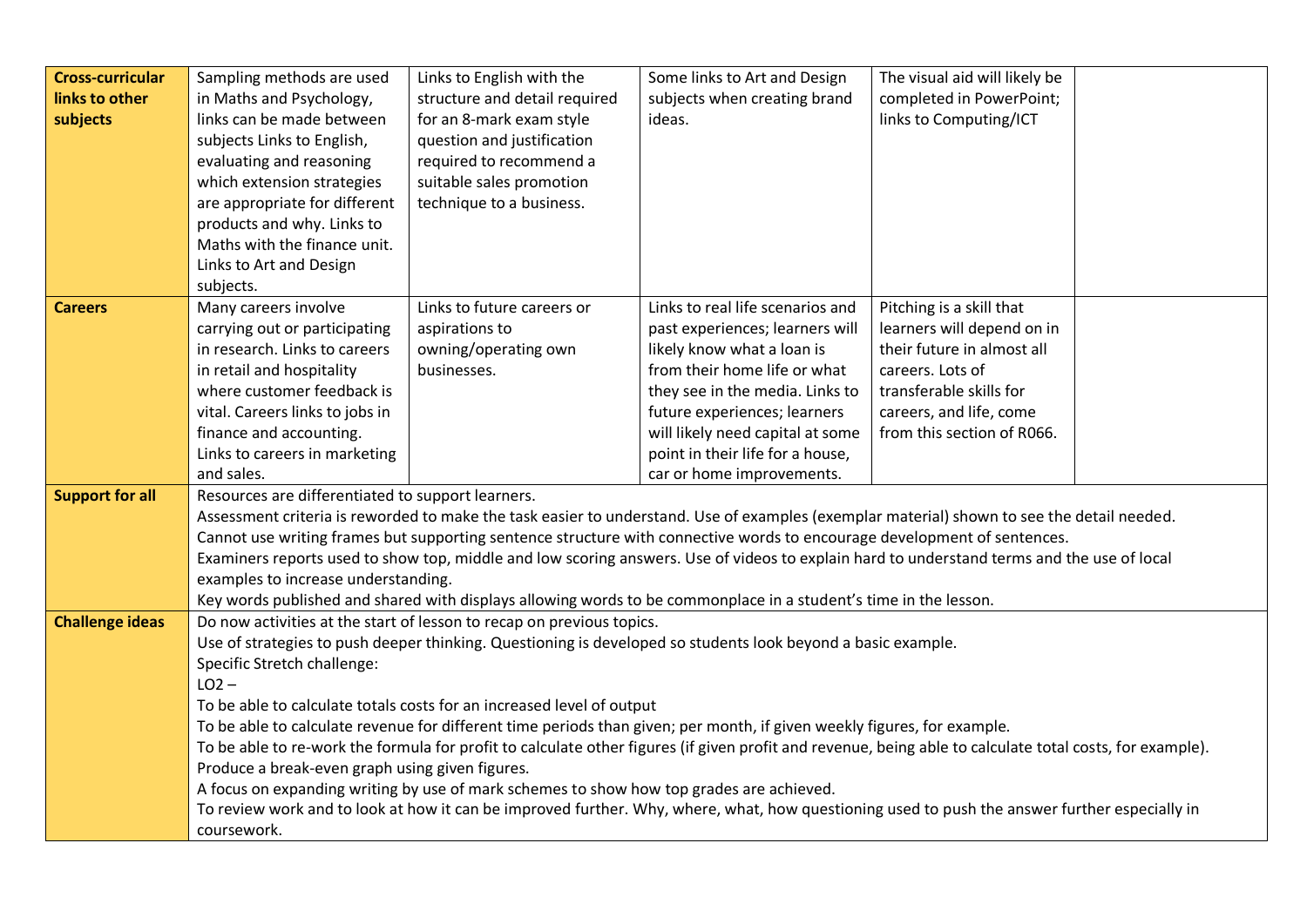| | | | | | |
|---|---|---|---|---|---|
| **Cross-curricular links to other subjects** | Sampling methods are used in Maths and Psychology, links can be made between subjects Links to English, evaluating and reasoning which extension strategies are appropriate for different products and why. Links to Maths with the finance unit. Links to Art and Design subjects. | Links to English with the structure and detail required for an 8-mark exam style question and justification required to recommend a suitable sales promotion technique to a business. | Some links to Art and Design subjects when creating brand ideas. | The visual aid will likely be completed in PowerPoint; links to Computing/ICT | |
| **Careers** | Many careers involve carrying out or participating in research. Links to careers in retail and hospitality where customer feedback is vital. Careers links to jobs in finance and accounting. Links to careers in marketing and sales. | Links to future careers or aspirations to owning/operating own businesses. | Links to real life scenarios and past experiences; learners will likely know what a loan is from their home life or what they see in the media. Links to future experiences; learners will likely need capital at some point in their life for a house, car or home improvements. | Pitching is a skill that learners will depend on in their future in almost all careers. Lots of transferable skills for careers, and life, come from this section of R066. | |
| **Support for all** | Resources are differentiated to support learners.<br>Assessment criteria is reworded to make the task easier to understand. Use of examples (exemplar material) shown to see the detail needed.<br>Cannot use writing frames but supporting sentence structure with connective words to encourage development of sentences.<br>Examiners reports used to show top, middle and low scoring answers. Use of videos to explain hard to understand terms and the use of local examples to increase understanding.<br>Key words published and shared with displays allowing words to be commonplace in a student's time in the lesson. | | | | |
| **Challenge ideas** | Do now activities at the start of lesson to recap on previous topics.<br>Use of strategies to push deeper thinking. Questioning is developed so students look beyond a basic example.<br>Specific Stretch challenge:<br>LO2 –<br>To be able to calculate totals costs for an increased level of output<br>To be able to calculate revenue for different time periods than given; per month, if given weekly figures, for example.<br>To be able to re-work the formula for profit to calculate other figures (if given profit and revenue, being able to calculate total costs, for example).<br>Produce a break-even graph using given figures.<br>A focus on expanding writing by use of mark schemes to show how top grades are achieved.<br>To review work and to look at how it can be improved further. Why, where, what, how questioning used to push the answer further especially in coursework. | | | | |